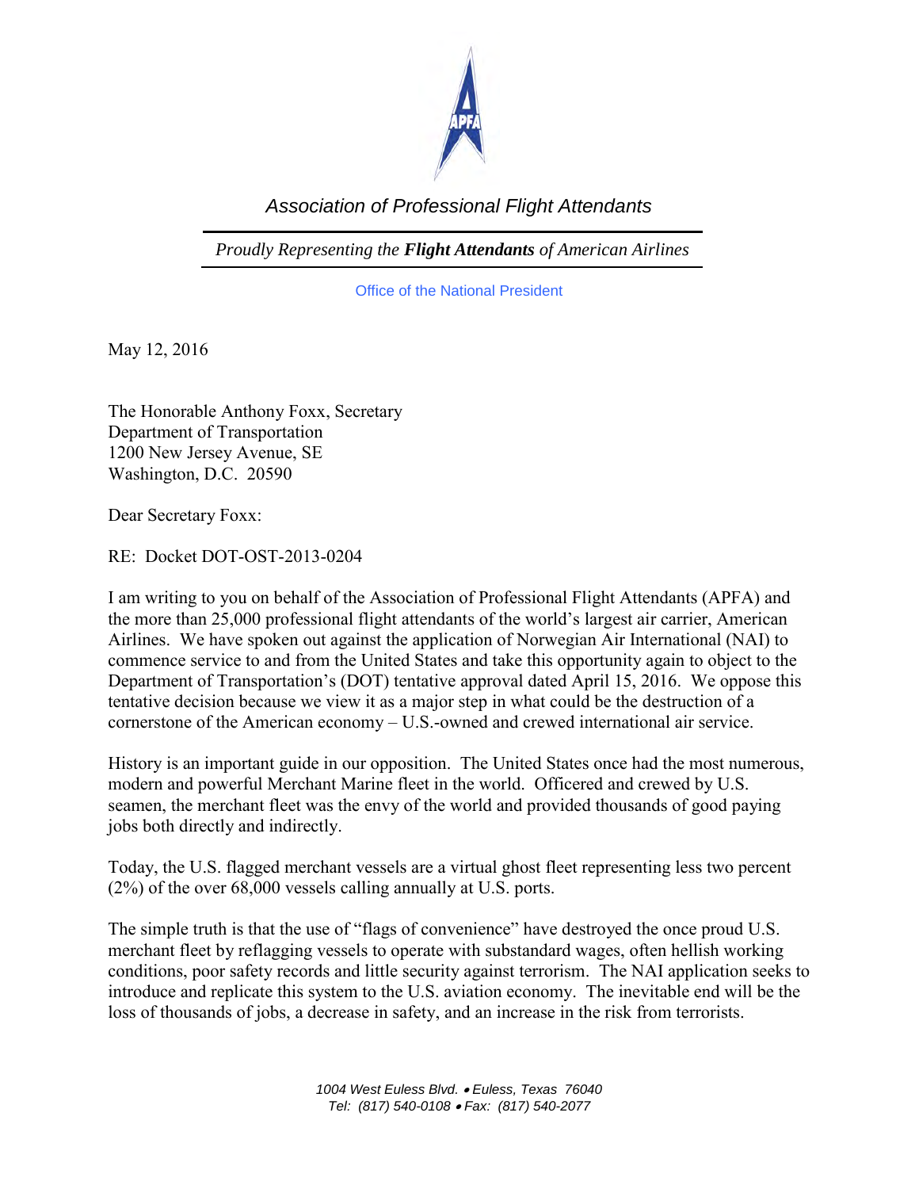# Association of Professional Flight Attendants

*Proudly Representing the **Flight Attendants** of American Airlines*

Office of the National President

May 12, 2016

The Honorable Anthony Foxx, Secretary
Department of Transportation
1200 New Jersey Avenue, SE
Washington, D.C. 20590

Dear Secretary Foxx:

RE: Docket DOT-OST-2013-0204

I am writing to you on behalf of the Association of Professional Flight Attendants (APFA) and the more than 25,000 professional flight attendants of the world's largest air carrier, American Airlines. We have spoken out against the application of Norwegian Air International (NAI) to commence service to and from the United States and take this opportunity again to object to the Department of Transportation's (DOT) tentative approval dated April 15, 2016. We oppose this tentative decision because we view it as a major step in what could be the destruction of a cornerstone of the American economy – U.S.-owned and crewed international air service.

History is an important guide in our opposition. The United States once had the most numerous, modern and powerful Merchant Marine fleet in the world. Officered and crewed by U.S. seamen, the merchant fleet was the envy of the world and provided thousands of good paying jobs both directly and indirectly.

Today, the U.S. flagged merchant vessels are a virtual ghost fleet representing less two percent (2%) of the over 68,000 vessels calling annually at U.S. ports.

The simple truth is that the use of "flags of convenience" have destroyed the once proud U.S. merchant fleet by reflagging vessels to operate with substandard wages, often hellish working conditions, poor safety records and little security against terrorism. The NAI application seeks to introduce and replicate this system to the U.S. aviation economy. The inevitable end will be the loss of thousands of jobs, a decrease in safety, and an increase in the risk from terrorists.

*1004 West Euless Blvd. • Euless, Texas 76040*
*Tel: (817) 540-0108 • Fax: (817) 540-2077*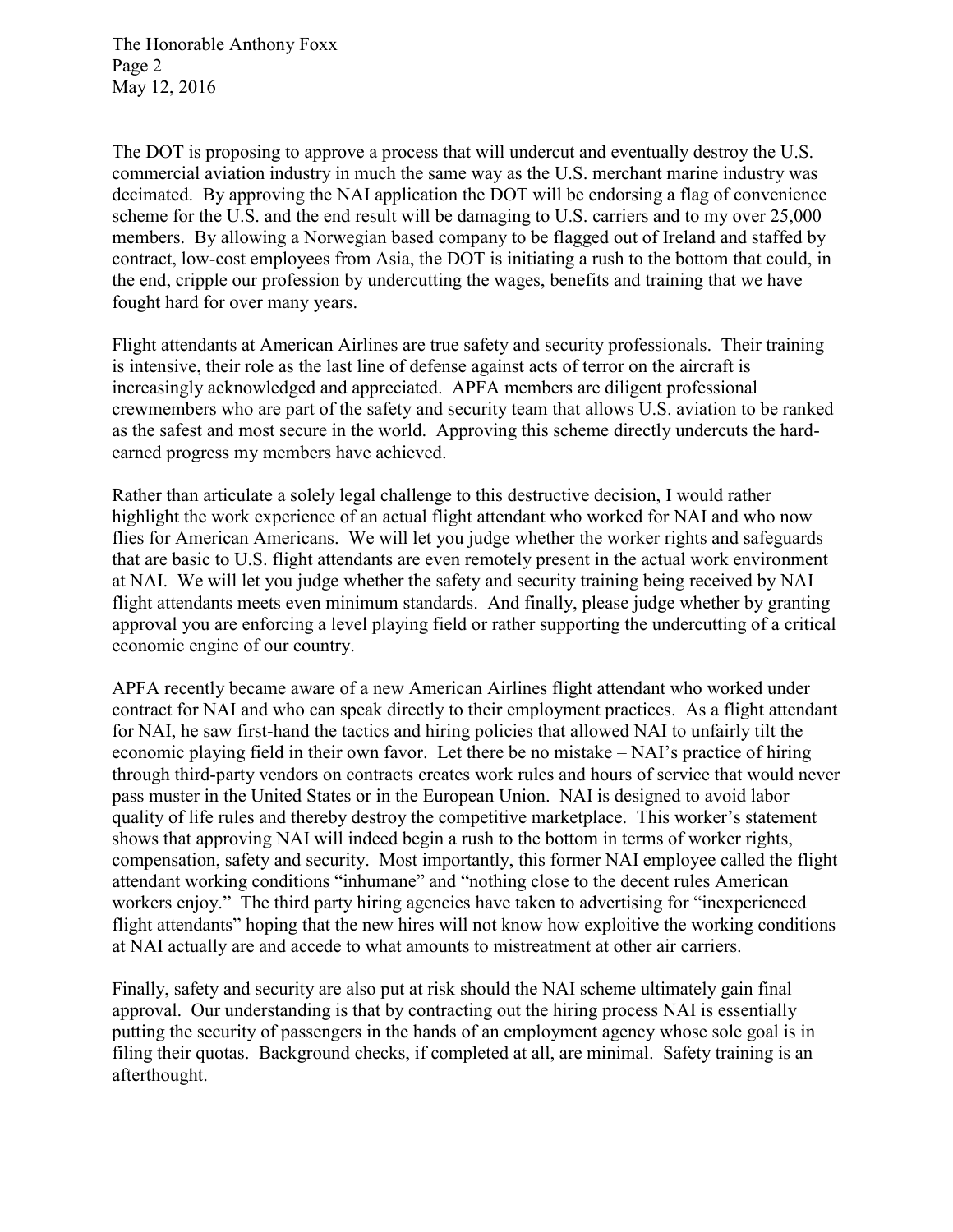The DOT is proposing to approve a process that will undercut and eventually destroy the U.S. commercial aviation industry in much the same way as the U.S. merchant marine industry was decimated. By approving the NAI application the DOT will be endorsing a flag of convenience scheme for the U.S. and the end result will be damaging to U.S. carriers and to my over 25,000 members. By allowing a Norwegian based company to be flagged out of Ireland and staffed by contract, low-cost employees from Asia, the DOT is initiating a rush to the bottom that could, in the end, cripple our profession by undercutting the wages, benefits and training that we have fought hard for over many years.

Flight attendants at American Airlines are true safety and security professionals. Their training is intensive, their role as the last line of defense against acts of terror on the aircraft is increasingly acknowledged and appreciated. APFA members are diligent professional crewmembers who are part of the safety and security team that allows U.S. aviation to be ranked as the safest and most secure in the world. Approving this scheme directly undercuts the hard-earned progress my members have achieved.

Rather than articulate a solely legal challenge to this destructive decision, I would rather highlight the work experience of an actual flight attendant who worked for NAI and who now flies for American Americans. We will let you judge whether the worker rights and safeguards that are basic to U.S. flight attendants are even remotely present in the actual work environment at NAI. We will let you judge whether the safety and security training being received by NAI flight attendants meets even minimum standards. And finally, please judge whether by granting approval you are enforcing a level playing field or rather supporting the undercutting of a critical economic engine of our country.

APFA recently became aware of a new American Airlines flight attendant who worked under contract for NAI and who can speak directly to their employment practices. As a flight attendant for NAI, he saw first-hand the tactics and hiring policies that allowed NAI to unfairly tilt the economic playing field in their own favor. Let there be no mistake – NAI's practice of hiring through third-party vendors on contracts creates work rules and hours of service that would never pass muster in the United States or in the European Union. NAI is designed to avoid labor quality of life rules and thereby destroy the competitive marketplace. This worker's statement shows that approving NAI will indeed begin a rush to the bottom in terms of worker rights, compensation, safety and security. Most importantly, this former NAI employee called the flight attendant working conditions "inhumane" and "nothing close to the decent rules American workers enjoy." The third party hiring agencies have taken to advertising for "inexperienced flight attendants" hoping that the new hires will not know how exploitive the working conditions at NAI actually are and accede to what amounts to mistreatment at other air carriers.

Finally, safety and security are also put at risk should the NAI scheme ultimately gain final approval. Our understanding is that by contracting out the hiring process NAI is essentially putting the security of passengers in the hands of an employment agency whose sole goal is in filing their quotas. Background checks, if completed at all, are minimal. Safety training is an afterthought.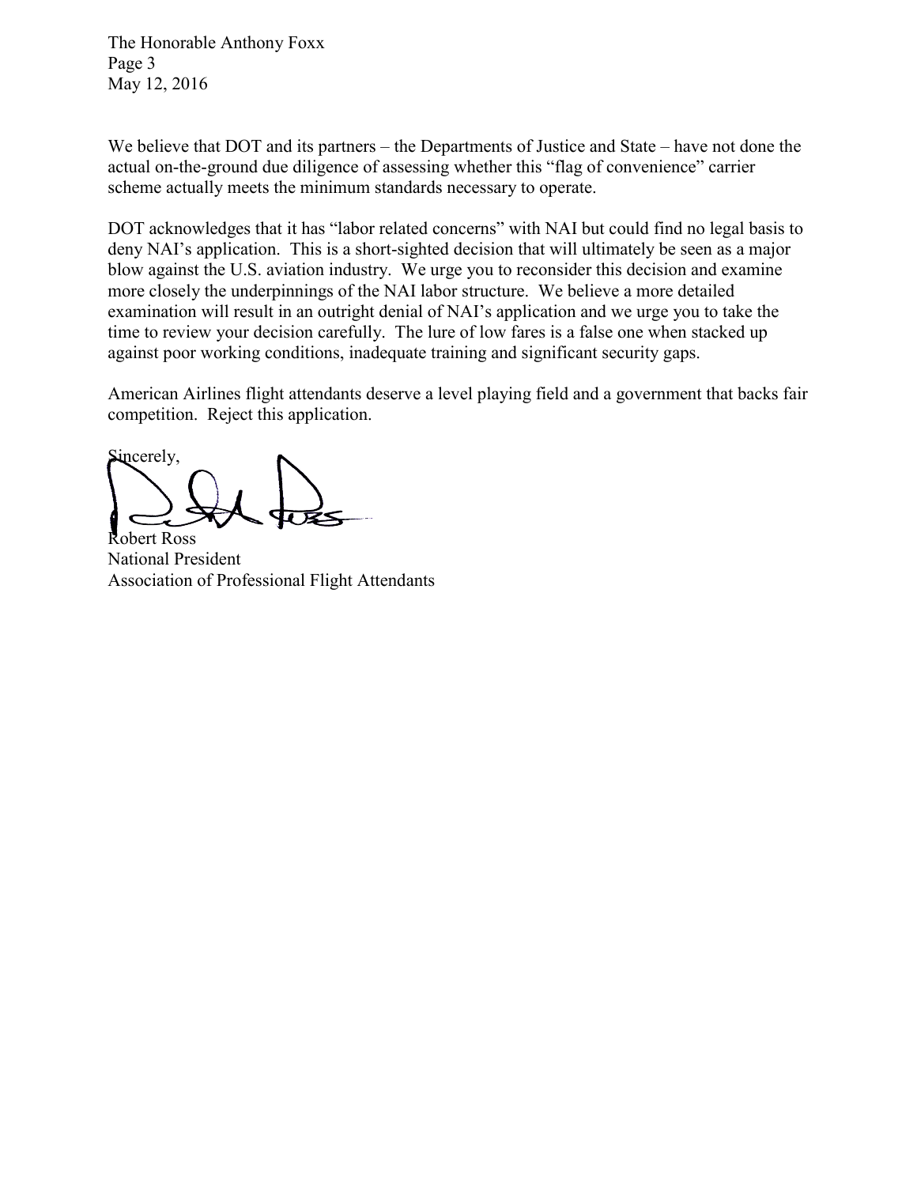We believe that DOT and its partners – the Departments of Justice and State – have not done the actual on-the-ground due diligence of assessing whether this "flag of convenience" carrier scheme actually meets the minimum standards necessary to operate.

DOT acknowledges that it has "labor related concerns" with NAI but could find no legal basis to deny NAI's application. This is a short-sighted decision that will ultimately be seen as a major blow against the U.S. aviation industry. We urge you to reconsider this decision and examine more closely the underpinnings of the NAI labor structure. We believe a more detailed examination will result in an outright denial of NAI's application and we urge you to take the time to review your decision carefully. The lure of low fares is a false one when stacked up against poor working conditions, inadequate training and significant security gaps.

American Airlines flight attendants deserve a level playing field and a government that backs fair competition. Reject this application.

Sincerely,

Robert Ross
National President
Association of Professional Flight Attendants